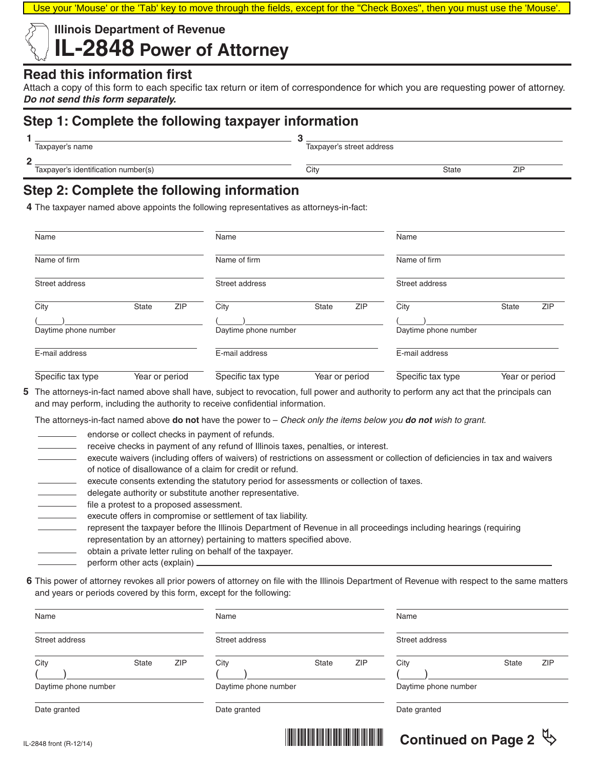Use your 'Mouse' or the 'Tab' key to move through the fields, except for the "Check Boxes", then you must use the 'Mouse'.

Illinois Department of Revenue

# IL-2848 Power of Attorney

## Read this information first

Attach a copy of this form to each specific tax return or item of correspondence for which you are requesting power of attorney. ***Do not send this form separately.***

## Step 1: Complete the following taxpayer information

1 ______________________________
Taxpayer's name

2 ______________________________
Taxpayer's identification number(s)

3 ______________________________
Taxpayer's street address

______________________________
City State ZIP

## Step 2: Complete the following information

**4** The taxpayer named above appoints the following representatives as attorneys-in-fact:

| | | |
|---|---|---|
| Name | Name | Name |
| Name of firm | Name of firm | Name of firm |
| Street address | Street address | Street address |
| City State ZIP | City State ZIP | City State ZIP |
| (\_\_\_\_\_) Daytime phone number | (\_\_\_\_\_) Daytime phone number | (\_\_\_\_\_) Daytime phone number |
| E-mail address | E-mail address | E-mail address |
| Specific tax type Year or period | Specific tax type Year or period | Specific tax type Year or period |

**5** The attorneys-in-fact named above shall have, subject to revocation, full power and authority to perform any act that the principals can and may perform, including the authority to receive confidential information.

The attorneys-in-fact named above **do not** have the power to – *Check only the items below you **do not** wish to grant.*

- ______ endorse or collect checks in payment of refunds.
- ______ receive checks in payment of any refund of Illinois taxes, penalties, or interest.
- ______ execute waivers (including offers of waivers) of restrictions on assessment or collection of deficiencies in tax and waivers of notice of disallowance of a claim for credit or refund.
- ______ execute consents extending the statutory period for assessments or collection of taxes.
- ______ delegate authority or substitute another representative.
- ______ file a protest to a proposed assessment.
- ______ execute offers in compromise or settlement of tax liability.
- ______ represent the taxpayer before the Illinois Department of Revenue in all proceedings including hearings (requiring representation by an attorney) pertaining to matters specified above.
- ______ obtain a private letter ruling on behalf of the taxpayer.
- perform other acts (explain) ______________________________

**6** This power of attorney revokes all prior powers of attorney on file with the Illinois Department of Revenue with respect to the same matters and years or periods covered by this form, except for the following:

| | | |
|---|---|---|
| Name | Name | Name |
| Street address | Street address | Street address |
| City State ZIP | City State ZIP | City State ZIP |
| (\_\_\_\_\_) Daytime phone number | (\_\_\_\_\_) Daytime phone number | (\_\_\_\_\_) Daytime phone number |
| Date granted | Date granted | Date granted |

IL-2848 front (R-12/14)

**Continued on Page 2**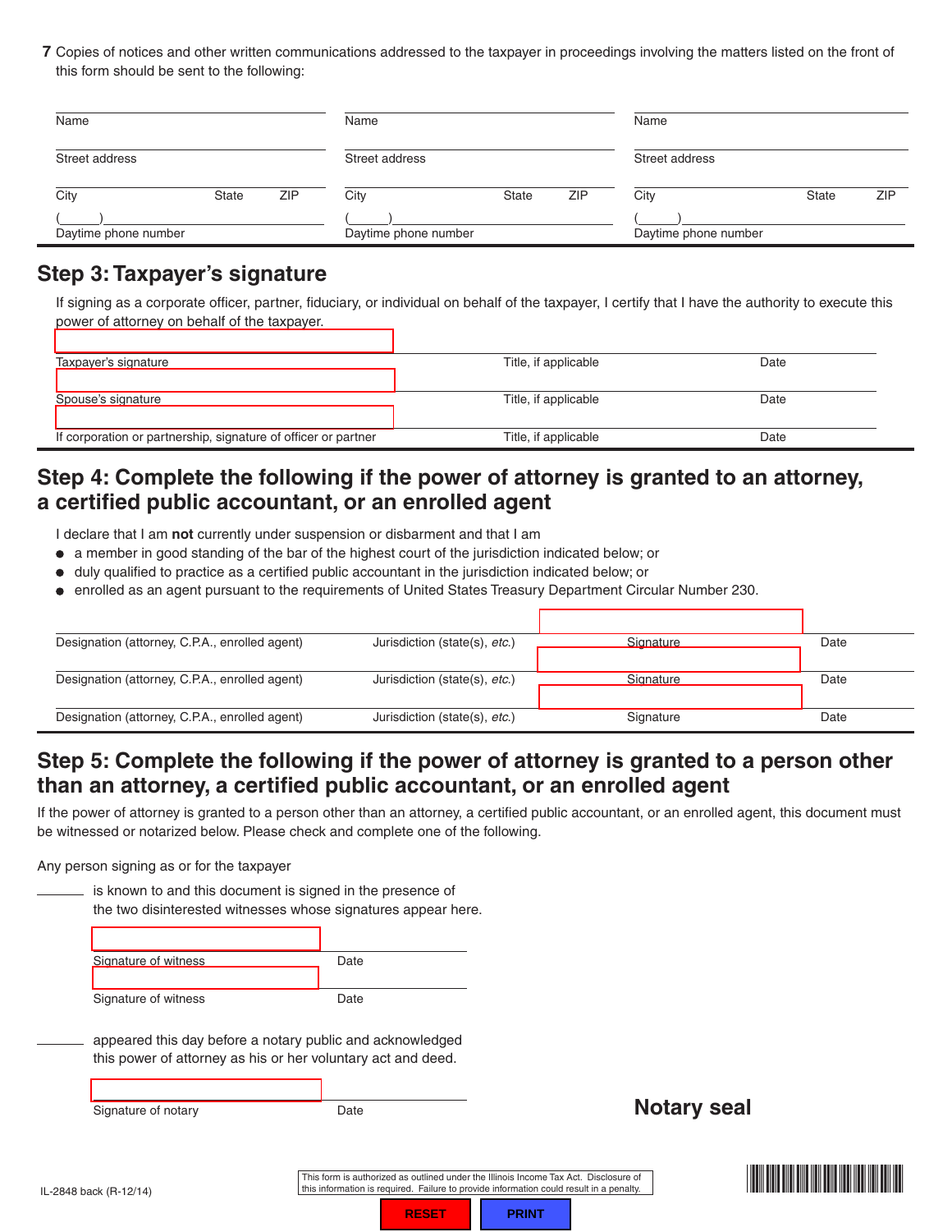**7** Copies of notices and other written communications addressed to the taxpayer in proceedings involving the matters listed on the front of this form should be sent to the following:

| | | |
|---|---|---|
| Name | Name | Name |
| Street address | Street address | Street address |
| City State ZIP | City State ZIP | City State ZIP |
| (     ) Daytime phone number | (     ) Daytime phone number | (     ) Daytime phone number |

## Step 3: Taxpayer's signature

If signing as a corporate officer, partner, fiduciary, or individual on behalf of the taxpayer, I certify that I have the authority to execute this power of attorney on behalf of the taxpayer.

| | | |
|---|---|---|
| Taxpayer's signature | Title, if applicable | Date |
| Spouse's signature | Title, if applicable | Date |
| If corporation or partnership, signature of officer or partner | Title, if applicable | Date |

## Step 4: Complete the following if the power of attorney is granted to an attorney, a certified public accountant, or an enrolled agent

I declare that I am **not** currently under suspension or disbarment and that I am

- a member in good standing of the bar of the highest court of the jurisdiction indicated below; or
- duly qualified to practice as a certified public accountant in the jurisdiction indicated below; or
- enrolled as an agent pursuant to the requirements of United States Treasury Department Circular Number 230.

| | | | |
|---|---|---|---|
| Designation (attorney, C.P.A., enrolled agent) | Jurisdiction (state(s), *etc.*) | Signature | Date |
| Designation (attorney, C.P.A., enrolled agent) | Jurisdiction (state(s), *etc.*) | Signature | Date |
| Designation (attorney, C.P.A., enrolled agent) | Jurisdiction (state(s), *etc.*) | Signature | Date |

## Step 5: Complete the following if the power of attorney is granted to a person other than an attorney, a certified public accountant, or an enrolled agent

If the power of attorney is granted to a person other than an attorney, a certified public accountant, or an enrolled agent, this document must be witnessed or notarized below. Please check and complete one of the following.

Any person signing as or for the taxpayer

\_\_\_\_\_\_ is known to and this document is signed in the presence of the two disinterested witnesses whose signatures appear here.

| | |
|---|---|
| Signature of witness | Date |
| Signature of witness | Date |

\_\_\_\_\_\_ appeared this day before a notary public and acknowledged this power of attorney as his or her voluntary act and deed.

| | |
|---|---|
| Signature of notary | Date |

**Notary seal**

IL-2848 back (R-12/14)

This form is authorized as outlined under the Illinois Income Tax Act. Disclosure of this information is required. Failure to provide information could result in a penalty.

RESET PRINT